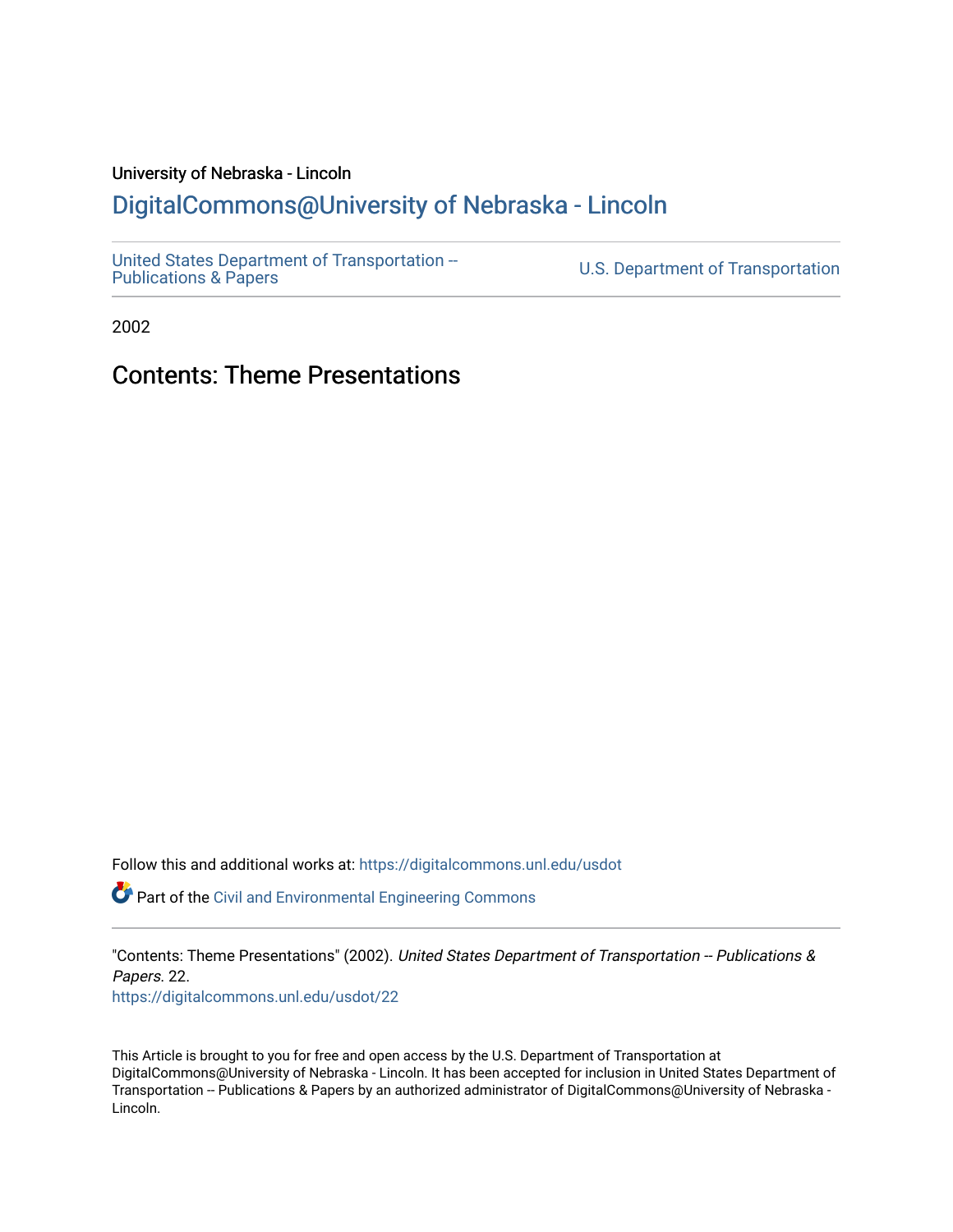University of Nebraska - Lincoln

## DigitalCommons@University of Nebraska - Lincoln

United States Department of Transportation -- Publications & Papers

U.S. Department of Transportation

2002

# Contents: Theme Presentations

Follow this and additional works at: https://digitalcommons.unl.edu/usdot

Part of the Civil and Environmental Engineering Commons

"Contents: Theme Presentations" (2002). *United States Department of Transportation -- Publications & Papers*. 22.
https://digitalcommons.unl.edu/usdot/22

This Article is brought to you for free and open access by the U.S. Department of Transportation at DigitalCommons@University of Nebraska - Lincoln. It has been accepted for inclusion in United States Department of Transportation -- Publications & Papers by an authorized administrator of DigitalCommons@University of Nebraska - Lincoln.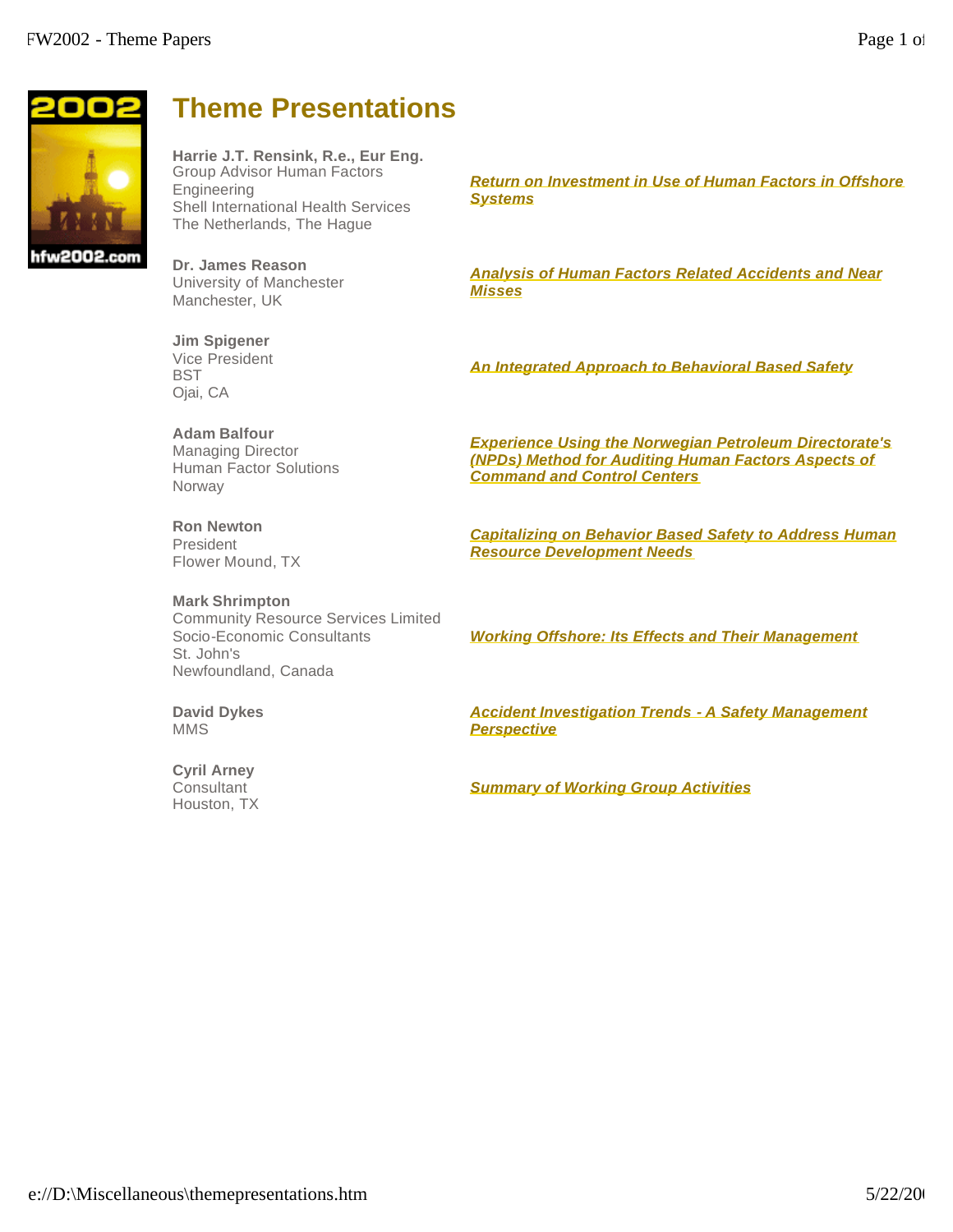# Theme Presentations

**Harrie J.T. Rensink, R.e., Eur Eng.**
Group Advisor Human Factors Engineering
Shell International Health Services
The Netherlands, The Hague

***Return on Investment in Use of Human Factors in Offshore Systems***

**Dr. James Reason**
University of Manchester
Manchester, UK

***Analysis of Human Factors Related Accidents and Near Misses***

**Jim Spigener**
Vice President
BST
Ojai, CA

***An Integrated Approach to Behavioral Based Safety***

**Adam Balfour**
Managing Director
Human Factor Solutions
Norway

***Experience Using the Norwegian Petroleum Directorate's (NPDs) Method for Auditing Human Factors Aspects of Command and Control Centers***

**Ron Newton**
President
Flower Mound, TX

***Capitalizing on Behavior Based Safety to Address Human Resource Development Needs***

**Mark Shrimpton**
Community Resource Services Limited
Socio-Economic Consultants
St. John's
Newfoundland, Canada

***Working Offshore: Its Effects and Their Management***

**David Dykes**
MMS

***Accident Investigation Trends - A Safety Management Perspective***

**Cyril Arney**
Consultant
Houston, TX

***Summary of Working Group Activities***